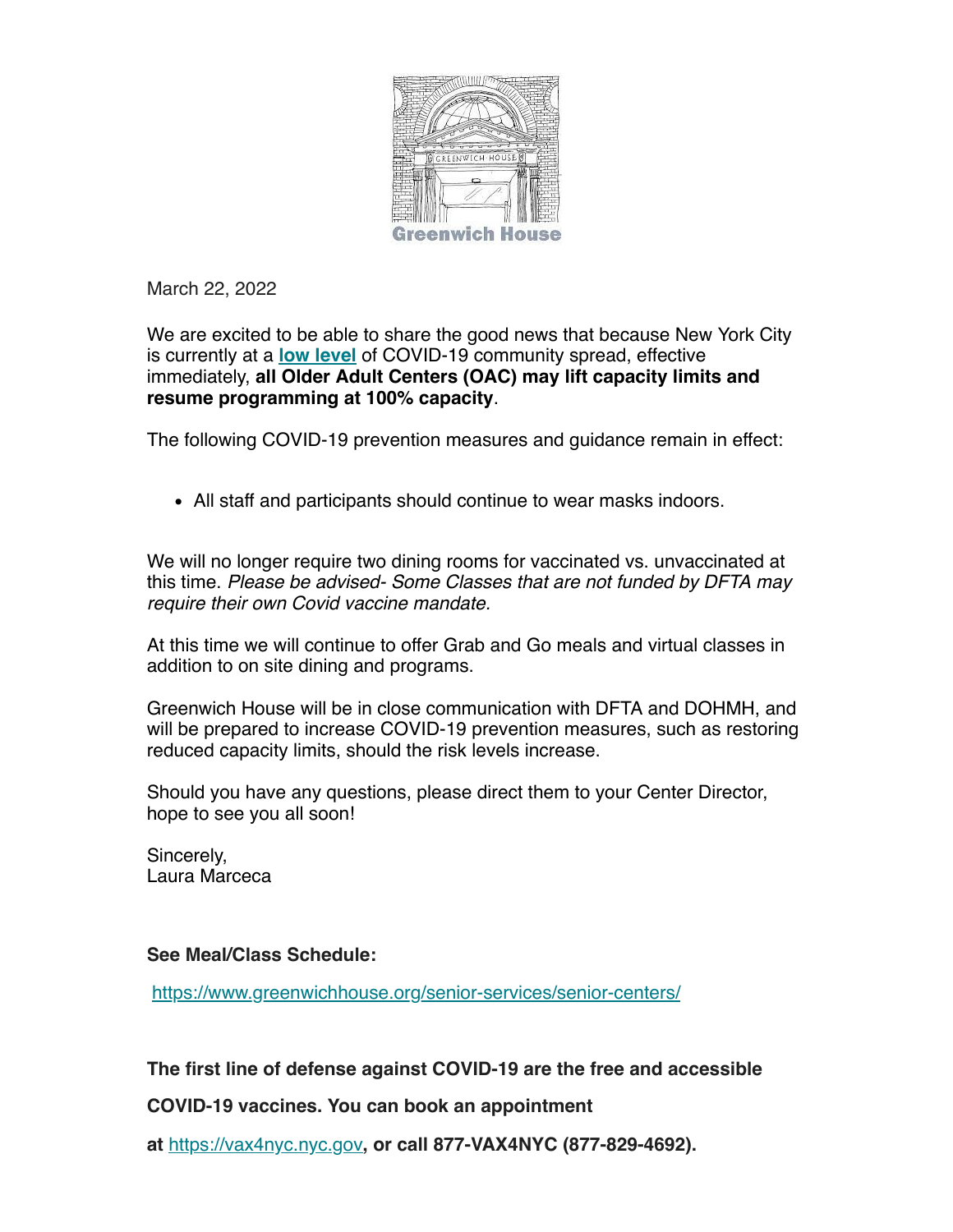Greenwich House

March 22, 2022

We are excited to be able to share the good news that because New York City is currently at a **low level** of COVID-19 community spread, effective immediately, **all Older Adult Centers (OAC) may lift capacity limits and resume programming at 100% capacity**.

The following COVID-19 prevention measures and guidance remain in effect:

- All staff and participants should continue to wear masks indoors.

We will no longer require two dining rooms for vaccinated vs. unvaccinated at this time. *Please be advised- Some Classes that are not funded by DFTA may require their own Covid vaccine mandate.*

At this time we will continue to offer Grab and Go meals and virtual classes in addition to on site dining and programs.

Greenwich House will be in close communication with DFTA and DOHMH, and will be prepared to increase COVID-19 prevention measures, such as restoring reduced capacity limits, should the risk levels increase.

Should you have any questions, please direct them to your Center Director, hope to see you all soon!

Sincerely,
Laura Marceca

**See Meal/Class Schedule:**

https://www.greenwichhouse.org/senior-services/senior-centers/

**The first line of defense against COVID-19 are the free and accessible COVID-19 vaccines. You can book an appointment at https://vax4nyc.nyc.gov, or call 877-VAX4NYC (877-829-4692).**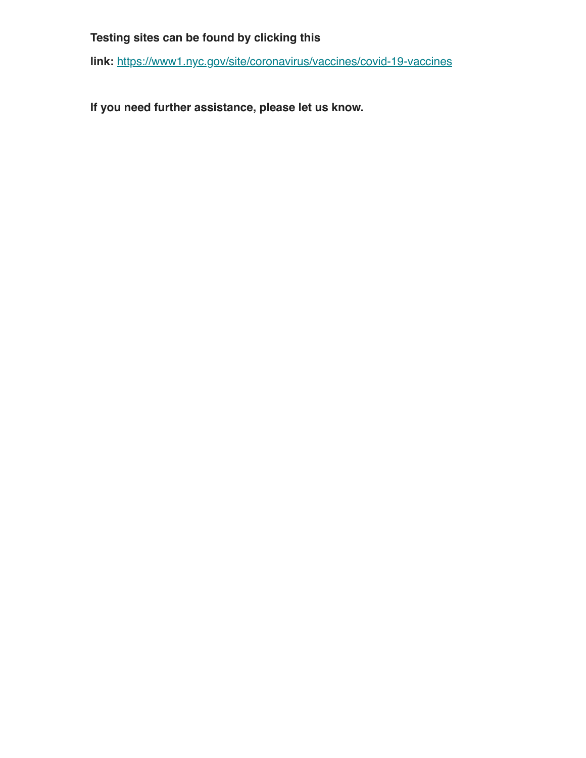**Testing sites can be found by clicking this link:** [https://www1.nyc.gov/site/coronavirus/vaccines/covid-19-vaccines](https://www1.nyc.gov/site/coronavirus/vaccines/covid-19-vaccines)

**If you need further assistance, please let us know.**